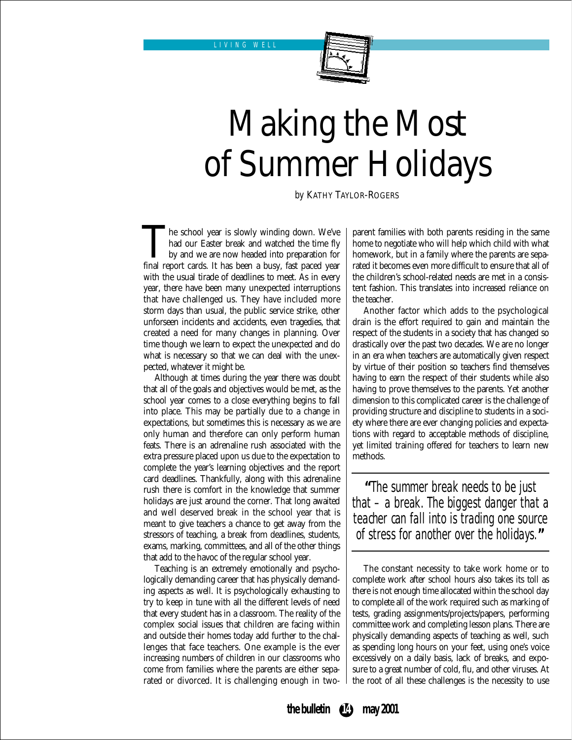LIVING WELL

# Making the Most of Summer Holidays

by KATHY TAYLOR-ROGERS

The school year is slowly winding down. We've had our Easter break and watched the time fly by and we are now headed into preparation for final report cards. It has been a busy, fast paced year with the usual tirade of deadlines to meet. As in every year, there have been many unexpected interruptions that have challenged us. They have included more storm days than usual, the public service strike, other unforseen incidents and accidents, even tragedies, that created a need for many changes in planning. Over time though we learn to expect the unexpected and do what is necessary so that we can deal with the unexpected, whatever it might be.

Although at times during the year there was doubt that all of the goals and objectives would be met, as the school year comes to a close everything begins to fall into place. This may be partially due to a change in expectations, but sometimes this is necessary as we are only human and therefore can only perform human feats. There is an adrenaline rush associated with the extra pressure placed upon us due to the expectation to complete the year's learning objectives and the report card deadlines. Thankfully, along with this adrenaline rush there is comfort in the knowledge that summer holidays are just around the corner. That long awaited and well deserved break in the school year that is meant to give teachers a chance to get away from the stressors of teaching, a break from deadlines, students, exams, marking, committees, and all of the other things that add to the havoc of the regular school year.

Teaching is an extremely emotionally and psychologically demanding career that has physically demanding aspects as well. It is psychologically exhausting to try to keep in tune with all the different levels of need that every student has in a classroom. The reality of the complex social issues that children are facing within and outside their homes today add further to the challenges that face teachers. One example is the ever increasing numbers of children in our classrooms who come from families where the parents are either separated or divorced. It is challenging enough in two-parent families with both parents residing in the same home to negotiate who will help which child with what homework, but in a family where the parents are separated it becomes even more difficult to ensure that all of the children's school-related needs are met in a consistent fashion. This translates into increased reliance on the teacher.

Another factor which adds to the psychological drain is the effort required to gain and maintain the respect of the students in a society that has changed so drastically over the past two decades. We are no longer in an era when teachers are automatically given respect by virtue of their position so teachers find themselves having to earn the respect of their students while also having to prove themselves to the parents. Yet another dimension to this complicated career is the challenge of providing structure and discipline to students in a society where there are ever changing policies and expectations with regard to acceptable methods of discipline, yet limited training offered for teachers to learn new methods.

> *"The summer break needs to be just that – a break. The biggest danger that a teacher can fall into is trading one source of stress for another over the holidays."*

The constant necessity to take work home or to complete work after school hours also takes its toll as there is not enough time allocated within the school day to complete all of the work required such as marking of tests, grading assignments/projects/papers, performing committee work and completing lesson plans. There are physically demanding aspects of teaching as well, such as spending long hours on your feet, using one's voice excessively on a daily basis, lack of breaks, and exposure to a great number of cold, flu, and other viruses. At the root of all these challenges is the necessity to use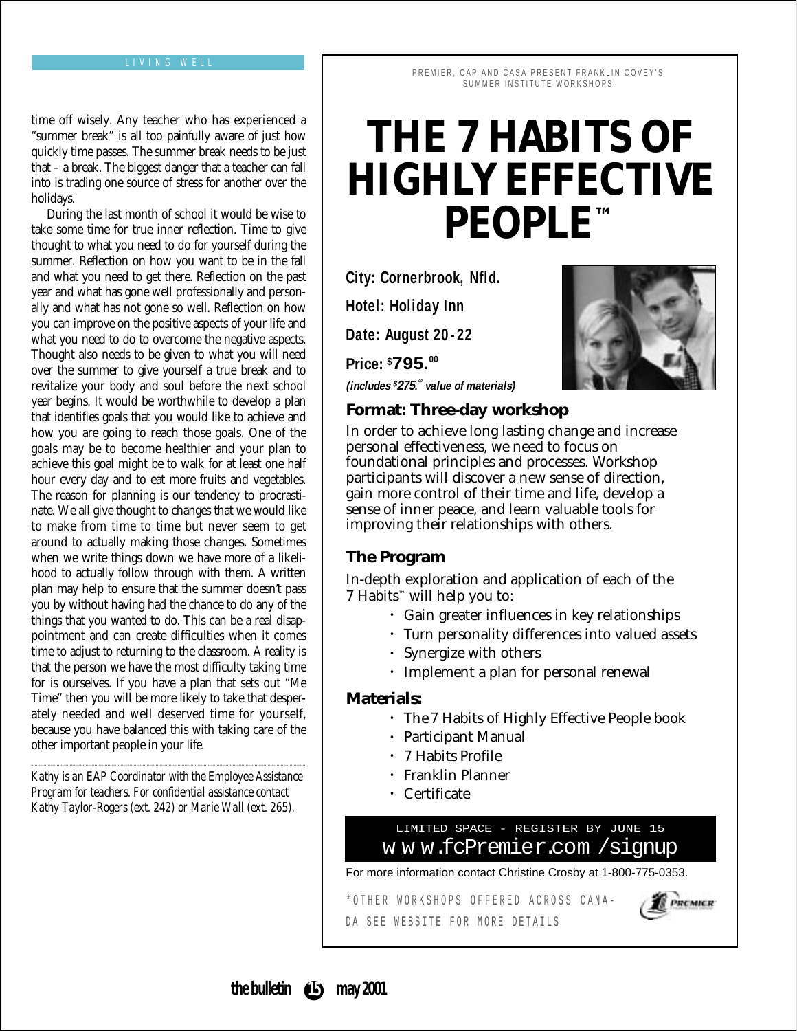time off wisely. Any teacher who has experienced a "summer break" is all too painfully aware of just how quickly time passes. The summer break needs to be just that – a break. The biggest danger that a teacher can fall into is trading one source of stress for another over the holidays.

During the last month of school it would be wise to take some time for true inner reflection. Time to give thought to what you need to do for yourself during the summer. Reflection on how you want to be in the fall and what you need to get there. Reflection on the past year and what has gone well professionally and personally and what has not gone so well. Reflection on how you can improve on the positive aspects of your life and what you need to do to overcome the negative aspects. Thought also needs to be given to what you will need over the summer to give yourself a true break and to revitalize your body and soul before the next school year begins. It would be worthwhile to develop a plan that identifies goals that you would like to achieve and how you are going to reach those goals. One of the goals may be to become healthier and your plan to achieve this goal might be to walk for at least one half hour every day and to eat more fruits and vegetables. The reason for planning is our tendency to procrastinate. We all give thought to changes that we would like to make from time to time but never seem to get around to actually making those changes. Sometimes when we write things down we have more of a likelihood to actually follow through with them. A written plan may help to ensure that the summer doesn't pass you by without having had the chance to do any of the things that you wanted to do. This can be a real disappointment and can create difficulties when it comes time to adjust to returning to the classroom. A reality is that the person we have the most difficulty taking time for is ourselves. If you have a plan that sets out "Me Time" then you will be more likely to take that desperately needed and well deserved time for yourself, because you have balanced this with taking care of the other important people in your life.

*Kathy is an EAP Coordinator with the Employee Assistance Program for teachers. For confidential assistance contact Kathy Taylor-Rogers (ext. 242) or Marie Wall (ext. 265).*

---

PREMIER, CAP AND CASA PRESENT FRANKLIN COVEY'S SUMMER INSTITUTE WORKSHOPS

# THE 7 HABITS OF HIGHLY EFFECTIVE PEOPLE™

**City: Cornerbrook, Nfld.**

**Hotel: Holiday Inn**

**Date: August 20-22**

**Price: $795.00**

***(includes $275.00 value of materials)***

### Format: Three-day workshop

In order to achieve long lasting change and increase personal effectiveness, we need to focus on foundational principles and processes. Workshop participants will discover a new sense of direction, gain more control of their time and life, develop a sense of inner peace, and learn valuable tools for improving their relationships with others.

### The Program

In-depth exploration and application of each of the 7 Habits™ will help you to:

- Gain greater influences in key relationships
- Turn personality differences into valued assets
- Synergize with others
- Implement a plan for personal renewal

### Materials:

- The 7 Habits of Highly Effective People book
- Participant Manual
- 7 Habits Profile
- Franklin Planner
- Certificate

LIMITED SPACE - REGISTER BY JUNE 15

www.fcPremier.com/signup

For more information contact Christine Crosby at 1-800-775-0353.

*OTHER WORKSHOPS OFFERED ACROSS CANADA SEE WEBSITE FOR MORE DETAILS